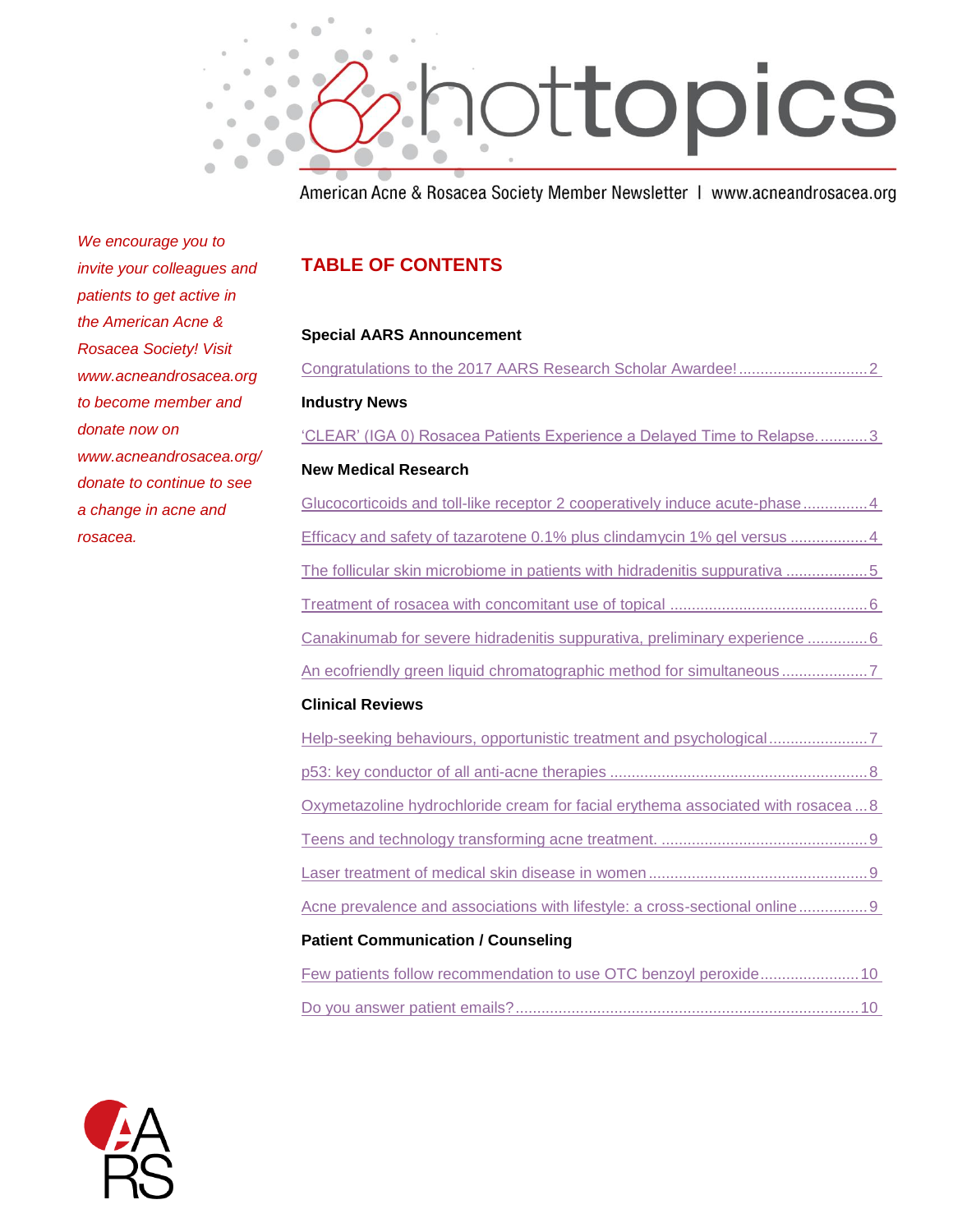# hottopics

American Acne & Rosacea Society Member Newsletter | www.acneandrosacea.org

*We encourage you to invite your colleagues and patients to get active in the American Acne & Rosacea Society! Visit www.acneandrosacea.org to become member and donate now on www.acneandrosacea.org/donate to continue to see a change in acne and rosacea.*

## TABLE OF CONTENTS

**Special AARS Announcement**

Congratulations to the 2017 AARS Research Scholar Awardee! .............................. 2

**Industry News**

'CLEAR' (IGA 0) Rosacea Patients Experience a Delayed Time to Relapse. ........... 3

**New Medical Research**

Glucocorticoids and toll-like receptor 2 cooperatively induce acute-phase .............. 4

Efficacy and safety of tazarotene 0.1% plus clindamycin 1% gel versus .................. 4

The follicular skin microbiome in patients with hidradenitis suppurativa .................. 5

Treatment of rosacea with concomitant use of topical .............................................. 6

Canakinumab for severe hidradenitis suppurativa, preliminary experience ............. 6

An ecofriendly green liquid chromatographic method for simultaneous .................... 7

**Clinical Reviews**

Help-seeking behaviours, opportunistic treatment and psychological ....................... 7

p53: key conductor of all anti-acne therapies ............................................................ 8

Oxymetazoline hydrochloride cream for facial erythema associated with rosacea ... 8

Teens and technology transforming acne treatment. ................................................ 9

Laser treatment of medical skin disease in women ................................................... 9

Acne prevalence and associations with lifestyle: a cross-sectional online ................ 9

**Patient Communication / Counseling**

Few patients follow recommendation to use OTC benzoyl peroxide....................... 10

Do you answer patient emails? ................................................................................ 10

AARS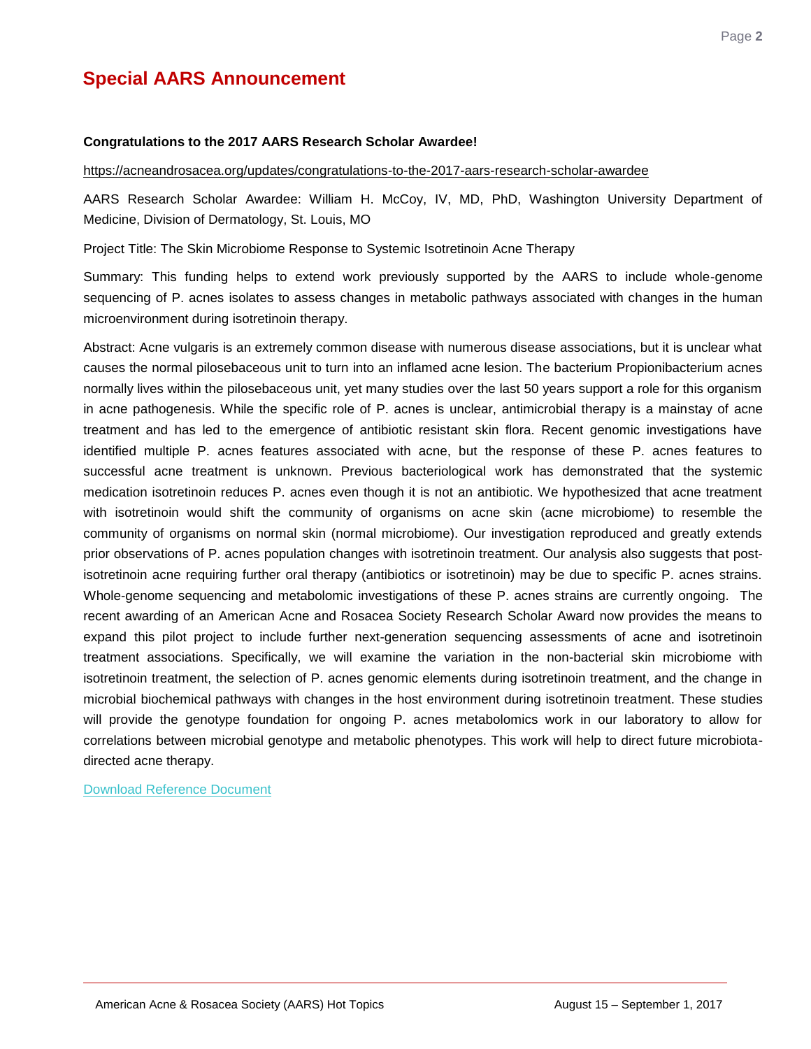# Special AARS Announcement

**Congratulations to the 2017 AARS Research Scholar Awardee!**

https://acneandrosacea.org/updates/congratulations-to-the-2017-aars-research-scholar-awardee

AARS Research Scholar Awardee: William H. McCoy, IV, MD, PhD, Washington University Department of Medicine, Division of Dermatology, St. Louis, MO

Project Title: The Skin Microbiome Response to Systemic Isotretinoin Acne Therapy

Summary: This funding helps to extend work previously supported by the AARS to include whole-genome sequencing of P. acnes isolates to assess changes in metabolic pathways associated with changes in the human microenvironment during isotretinoin therapy.

Abstract: Acne vulgaris is an extremely common disease with numerous disease associations, but it is unclear what causes the normal pilosebaceous unit to turn into an inflamed acne lesion. The bacterium Propionibacterium acnes normally lives within the pilosebaceous unit, yet many studies over the last 50 years support a role for this organism in acne pathogenesis. While the specific role of P. acnes is unclear, antimicrobial therapy is a mainstay of acne treatment and has led to the emergence of antibiotic resistant skin flora. Recent genomic investigations have identified multiple P. acnes features associated with acne, but the response of these P. acnes features to successful acne treatment is unknown. Previous bacteriological work has demonstrated that the systemic medication isotretinoin reduces P. acnes even though it is not an antibiotic. We hypothesized that acne treatment with isotretinoin would shift the community of organisms on acne skin (acne microbiome) to resemble the community of organisms on normal skin (normal microbiome). Our investigation reproduced and greatly extends prior observations of P. acnes population changes with isotretinoin treatment. Our analysis also suggests that post-isotretinoin acne requiring further oral therapy (antibiotics or isotretinoin) may be due to specific P. acnes strains. Whole-genome sequencing and metabolomic investigations of these P. acnes strains are currently ongoing. The recent awarding of an American Acne and Rosacea Society Research Scholar Award now provides the means to expand this pilot project to include further next-generation sequencing assessments of acne and isotretinoin treatment associations. Specifically, we will examine the variation in the non-bacterial skin microbiome with isotretinoin treatment, the selection of P. acnes genomic elements during isotretinoin treatment, and the change in microbial biochemical pathways with changes in the host environment during isotretinoin treatment. These studies will provide the genotype foundation for ongoing P. acnes metabolomics work in our laboratory to allow for correlations between microbial genotype and metabolic phenotypes. This work will help to direct future microbiota-directed acne therapy.

Download Reference Document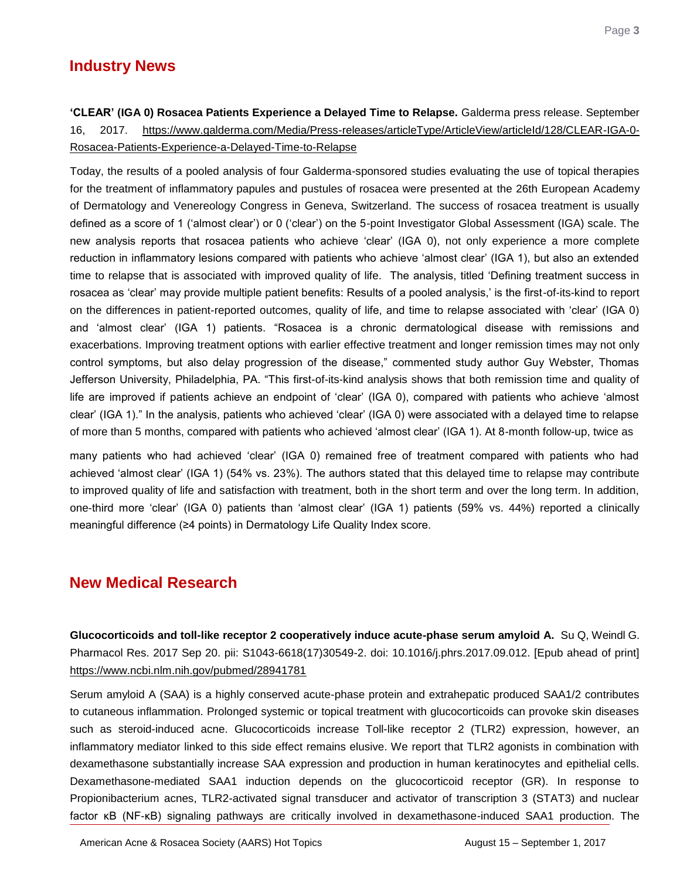## Industry News

**'CLEAR' (IGA 0) Rosacea Patients Experience a Delayed Time to Relapse.** Galderma press release. September 16, 2017. https://www.galderma.com/Media/Press-releases/articleType/ArticleView/articleId/128/CLEAR-IGA-0-Rosacea-Patients-Experience-a-Delayed-Time-to-Relapse

Today, the results of a pooled analysis of four Galderma-sponsored studies evaluating the use of topical therapies for the treatment of inflammatory papules and pustules of rosacea were presented at the 26th European Academy of Dermatology and Venereology Congress in Geneva, Switzerland. The success of rosacea treatment is usually defined as a score of 1 ('almost clear') or 0 ('clear') on the 5-point Investigator Global Assessment (IGA) scale. The new analysis reports that rosacea patients who achieve 'clear' (IGA 0), not only experience a more complete reduction in inflammatory lesions compared with patients who achieve 'almost clear' (IGA 1), but also an extended time to relapse that is associated with improved quality of life. The analysis, titled 'Defining treatment success in rosacea as 'clear' may provide multiple patient benefits: Results of a pooled analysis,' is the first-of-its-kind to report on the differences in patient-reported outcomes, quality of life, and time to relapse associated with 'clear' (IGA 0) and 'almost clear' (IGA 1) patients. "Rosacea is a chronic dermatological disease with remissions and exacerbations. Improving treatment options with earlier effective treatment and longer remission times may not only control symptoms, but also delay progression of the disease," commented study author Guy Webster, Thomas Jefferson University, Philadelphia, PA. "This first-of-its-kind analysis shows that both remission time and quality of life are improved if patients achieve an endpoint of 'clear' (IGA 0), compared with patients who achieve 'almost clear' (IGA 1)." In the analysis, patients who achieved 'clear' (IGA 0) were associated with a delayed time to relapse of more than 5 months, compared with patients who achieved 'almost clear' (IGA 1). At 8-month follow-up, twice as many patients who had achieved 'clear' (IGA 0) remained free of treatment compared with patients who had achieved 'almost clear' (IGA 1) (54% vs. 23%). The authors stated that this delayed time to relapse may contribute to improved quality of life and satisfaction with treatment, both in the short term and over the long term. In addition, one-third more 'clear' (IGA 0) patients than 'almost clear' (IGA 1) patients (59% vs. 44%) reported a clinically meaningful difference (≥4 points) in Dermatology Life Quality Index score.

## New Medical Research

**Glucocorticoids and toll-like receptor 2 cooperatively induce acute-phase serum amyloid A.** Su Q, Weindl G. Pharmacol Res. 2017 Sep 20. pii: S1043-6618(17)30549-2. doi: 10.1016/j.phrs.2017.09.012. [Epub ahead of print] https://www.ncbi.nlm.nih.gov/pubmed/28941781

Serum amyloid A (SAA) is a highly conserved acute-phase protein and extrahepatic produced SAA1/2 contributes to cutaneous inflammation. Prolonged systemic or topical treatment with glucocorticoids can provoke skin diseases such as steroid-induced acne. Glucocorticoids increase Toll-like receptor 2 (TLR2) expression, however, an inflammatory mediator linked to this side effect remains elusive. We report that TLR2 agonists in combination with dexamethasone substantially increase SAA expression and production in human keratinocytes and epithelial cells. Dexamethasone-mediated SAA1 induction depends on the glucocorticoid receptor (GR). In response to Propionibacterium acnes, TLR2-activated signal transducer and activator of transcription 3 (STAT3) and nuclear factor κB (NF-κB) signaling pathways are critically involved in dexamethasone-induced SAA1 production. The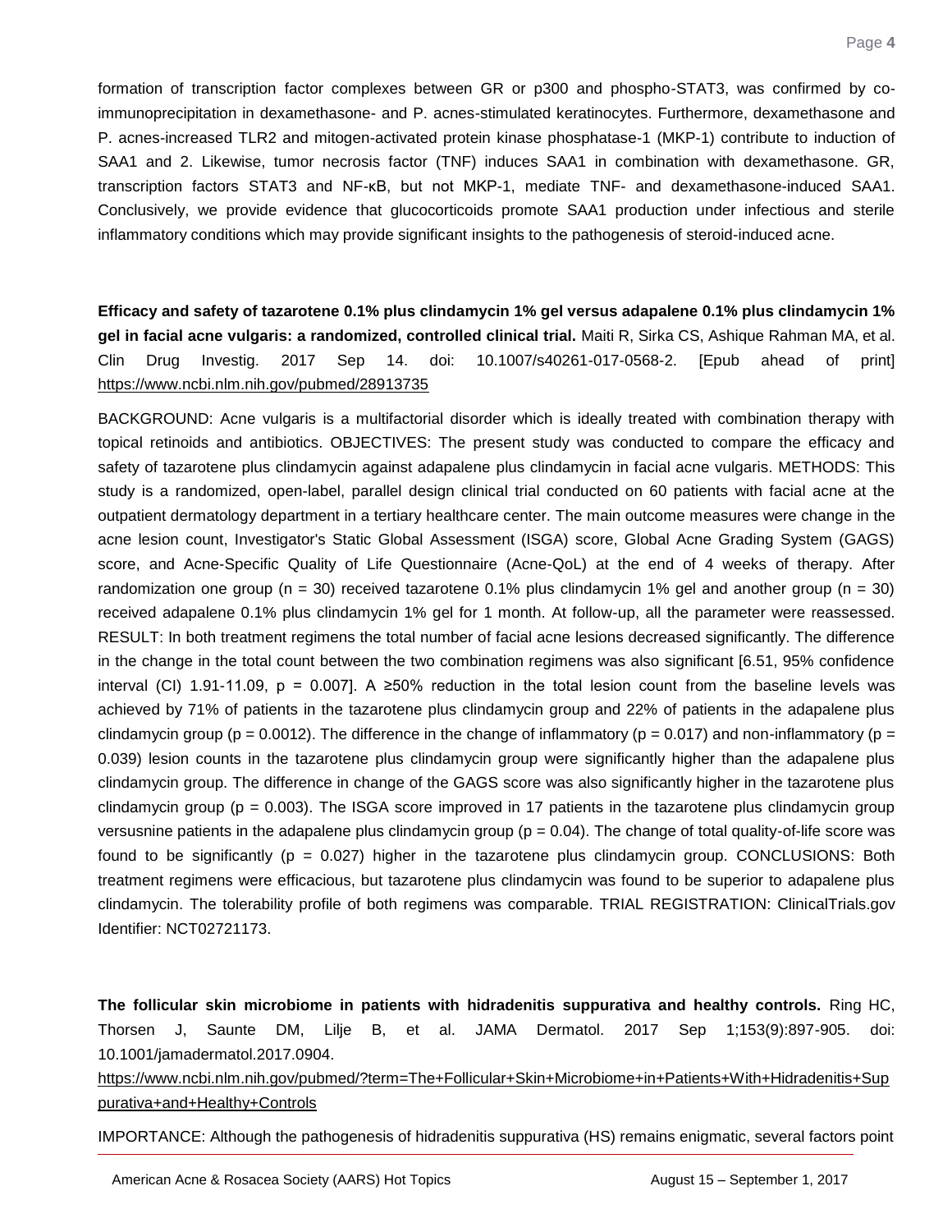formation of transcription factor complexes between GR or p300 and phospho-STAT3, was confirmed by co-immunoprecipitation in dexamethasone- and P. acnes-stimulated keratinocytes. Furthermore, dexamethasone and P. acnes-increased TLR2 and mitogen-activated protein kinase phosphatase-1 (MKP-1) contribute to induction of SAA1 and 2. Likewise, tumor necrosis factor (TNF) induces SAA1 in combination with dexamethasone. GR, transcription factors STAT3 and NF-κB, but not MKP-1, mediate TNF- and dexamethasone-induced SAA1. Conclusively, we provide evidence that glucocorticoids promote SAA1 production under infectious and sterile inflammatory conditions which may provide significant insights to the pathogenesis of steroid-induced acne.

**Efficacy and safety of tazarotene 0.1% plus clindamycin 1% gel versus adapalene 0.1% plus clindamycin 1% gel in facial acne vulgaris: a randomized, controlled clinical trial.** Maiti R, Sirka CS, Ashique Rahman MA, et al. Clin Drug Investig. 2017 Sep 14. doi: 10.1007/s40261-017-0568-2. [Epub ahead of print] https://www.ncbi.nlm.nih.gov/pubmed/28913735

BACKGROUND: Acne vulgaris is a multifactorial disorder which is ideally treated with combination therapy with topical retinoids and antibiotics. OBJECTIVES: The present study was conducted to compare the efficacy and safety of tazarotene plus clindamycin against adapalene plus clindamycin in facial acne vulgaris. METHODS: This study is a randomized, open-label, parallel design clinical trial conducted on 60 patients with facial acne at the outpatient dermatology department in a tertiary healthcare center. The main outcome measures were change in the acne lesion count, Investigator's Static Global Assessment (ISGA) score, Global Acne Grading System (GAGS) score, and Acne-Specific Quality of Life Questionnaire (Acne-QoL) at the end of 4 weeks of therapy. After randomization one group ($n = 30$) received tazarotene 0.1% plus clindamycin 1% gel and another group ($n = 30$) received adapalene 0.1% plus clindamycin 1% gel for 1 month. At follow-up, all the parameter were reassessed. RESULT: In both treatment regimens the total number of facial acne lesions decreased significantly. The difference in the change in the total count between the two combination regimens was also significant [6.51, 95% confidence interval (CI) 1.91-11.09, $p = 0.007$]. A ≥50% reduction in the total lesion count from the baseline levels was achieved by 71% of patients in the tazarotene plus clindamycin group and 22% of patients in the adapalene plus clindamycin group ($p = 0.0012$). The difference in the change of inflammatory ($p = 0.017$) and non-inflammatory ($p = 0.039$) lesion counts in the tazarotene plus clindamycin group were significantly higher than the adapalene plus clindamycin group. The difference in change of the GAGS score was also significantly higher in the tazarotene plus clindamycin group ($p = 0.003$). The ISGA score improved in 17 patients in the tazarotene plus clindamycin group versusnine patients in the adapalene plus clindamycin group ($p = 0.04$). The change of total quality-of-life score was found to be significantly ($p = 0.027$) higher in the tazarotene plus clindamycin group. CONCLUSIONS: Both treatment regimens were efficacious, but tazarotene plus clindamycin was found to be superior to adapalene plus clindamycin. The tolerability profile of both regimens was comparable. TRIAL REGISTRATION: ClinicalTrials.gov Identifier: NCT02721173.

**The follicular skin microbiome in patients with hidradenitis suppurativa and healthy controls.** Ring HC, Thorsen J, Saunte DM, Lilje B, et al. JAMA Dermatol. 2017 Sep 1;153(9):897-905. doi: 10.1001/jamadermatol.2017.0904.

https://www.ncbi.nlm.nih.gov/pubmed/?term=The+Follicular+Skin+Microbiome+in+Patients+With+Hidradenitis+Suppurativa+and+Healthy+Controls

IMPORTANCE: Although the pathogenesis of hidradenitis suppurativa (HS) remains enigmatic, several factors point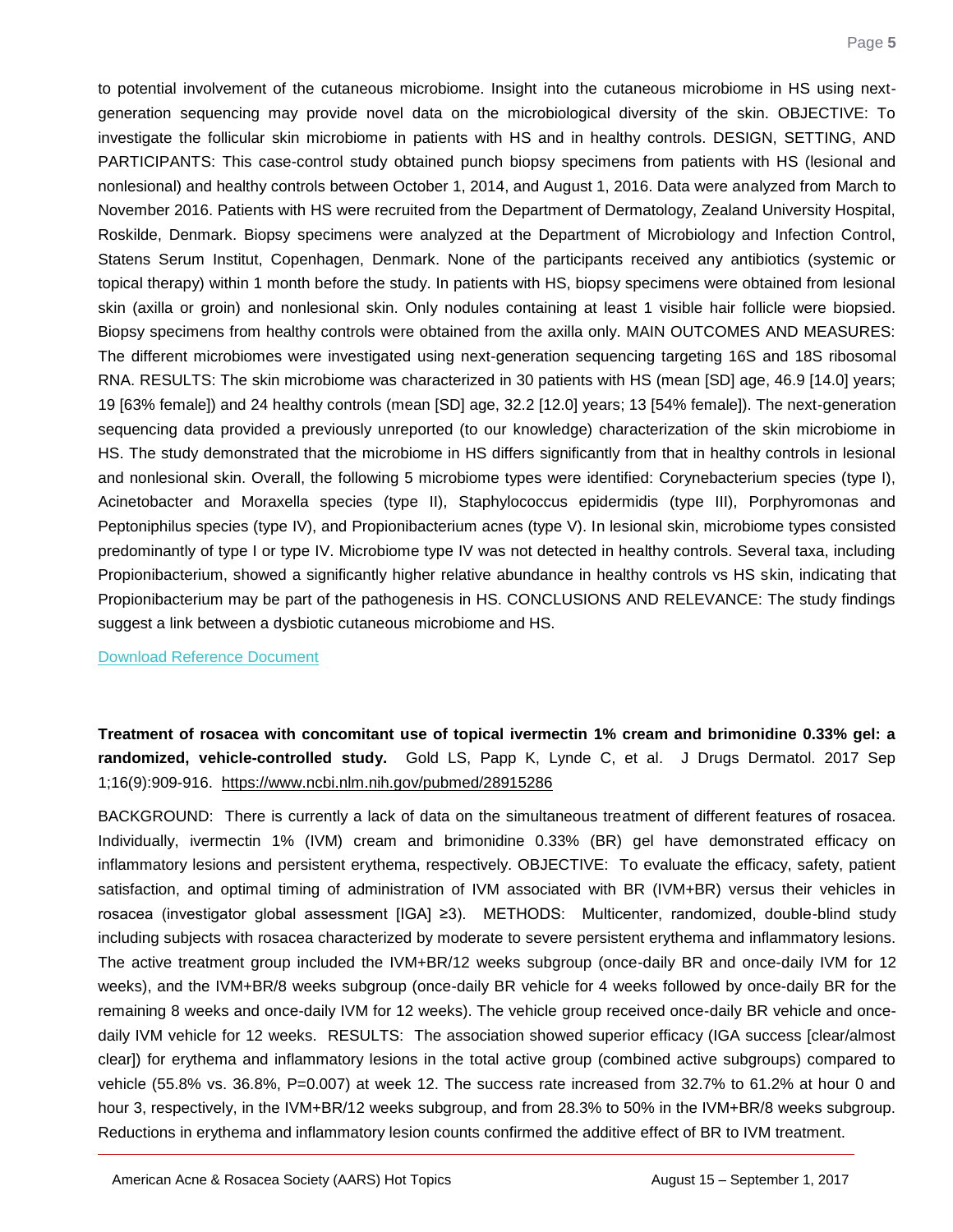to potential involvement of the cutaneous microbiome. Insight into the cutaneous microbiome in HS using next-generation sequencing may provide novel data on the microbiological diversity of the skin. OBJECTIVE: To investigate the follicular skin microbiome in patients with HS and in healthy controls. DESIGN, SETTING, AND PARTICIPANTS: This case-control study obtained punch biopsy specimens from patients with HS (lesional and nonlesional) and healthy controls between October 1, 2014, and August 1, 2016. Data were analyzed from March to November 2016. Patients with HS were recruited from the Department of Dermatology, Zealand University Hospital, Roskilde, Denmark. Biopsy specimens were analyzed at the Department of Microbiology and Infection Control, Statens Serum Institut, Copenhagen, Denmark. None of the participants received any antibiotics (systemic or topical therapy) within 1 month before the study. In patients with HS, biopsy specimens were obtained from lesional skin (axilla or groin) and nonlesional skin. Only nodules containing at least 1 visible hair follicle were biopsied. Biopsy specimens from healthy controls were obtained from the axilla only. MAIN OUTCOMES AND MEASURES: The different microbiomes were investigated using next-generation sequencing targeting 16S and 18S ribosomal RNA. RESULTS: The skin microbiome was characterized in 30 patients with HS (mean [SD] age, 46.9 [14.0] years; 19 [63% female]) and 24 healthy controls (mean [SD] age, 32.2 [12.0] years; 13 [54% female]). The next-generation sequencing data provided a previously unreported (to our knowledge) characterization of the skin microbiome in HS. The study demonstrated that the microbiome in HS differs significantly from that in healthy controls in lesional and nonlesional skin. Overall, the following 5 microbiome types were identified: Corynebacterium species (type I), Acinetobacter and Moraxella species (type II), Staphylococcus epidermidis (type III), Porphyromonas and Peptoniphilus species (type IV), and Propionibacterium acnes (type V). In lesional skin, microbiome types consisted predominantly of type I or type IV. Microbiome type IV was not detected in healthy controls. Several taxa, including Propionibacterium, showed a significantly higher relative abundance in healthy controls vs HS skin, indicating that Propionibacterium may be part of the pathogenesis in HS. CONCLUSIONS AND RELEVANCE: The study findings suggest a link between a dysbiotic cutaneous microbiome and HS.

Download Reference Document

**Treatment of rosacea with concomitant use of topical ivermectin 1% cream and brimonidine 0.33% gel: a randomized, vehicle-controlled study.** Gold LS, Papp K, Lynde C, et al. J Drugs Dermatol. 2017 Sep 1;16(9):909-916. https://www.ncbi.nlm.nih.gov/pubmed/28915286

BACKGROUND: There is currently a lack of data on the simultaneous treatment of different features of rosacea. Individually, ivermectin 1% (IVM) cream and brimonidine 0.33% (BR) gel have demonstrated efficacy on inflammatory lesions and persistent erythema, respectively. OBJECTIVE: To evaluate the efficacy, safety, patient satisfaction, and optimal timing of administration of IVM associated with BR (IVM+BR) versus their vehicles in rosacea (investigator global assessment [IGA] ≥3). METHODS: Multicenter, randomized, double-blind study including subjects with rosacea characterized by moderate to severe persistent erythema and inflammatory lesions. The active treatment group included the IVM+BR/12 weeks subgroup (once-daily BR and once-daily IVM for 12 weeks), and the IVM+BR/8 weeks subgroup (once-daily BR vehicle for 4 weeks followed by once-daily BR for the remaining 8 weeks and once-daily IVM for 12 weeks). The vehicle group received once-daily BR vehicle and once-daily IVM vehicle for 12 weeks. RESULTS: The association showed superior efficacy (IGA success [clear/almost clear]) for erythema and inflammatory lesions in the total active group (combined active subgroups) compared to vehicle (55.8% vs. 36.8%, P=0.007) at week 12. The success rate increased from 32.7% to 61.2% at hour 0 and hour 3, respectively, in the IVM+BR/12 weeks subgroup, and from 28.3% to 50% in the IVM+BR/8 weeks subgroup. Reductions in erythema and inflammatory lesion counts confirmed the additive effect of BR to IVM treatment.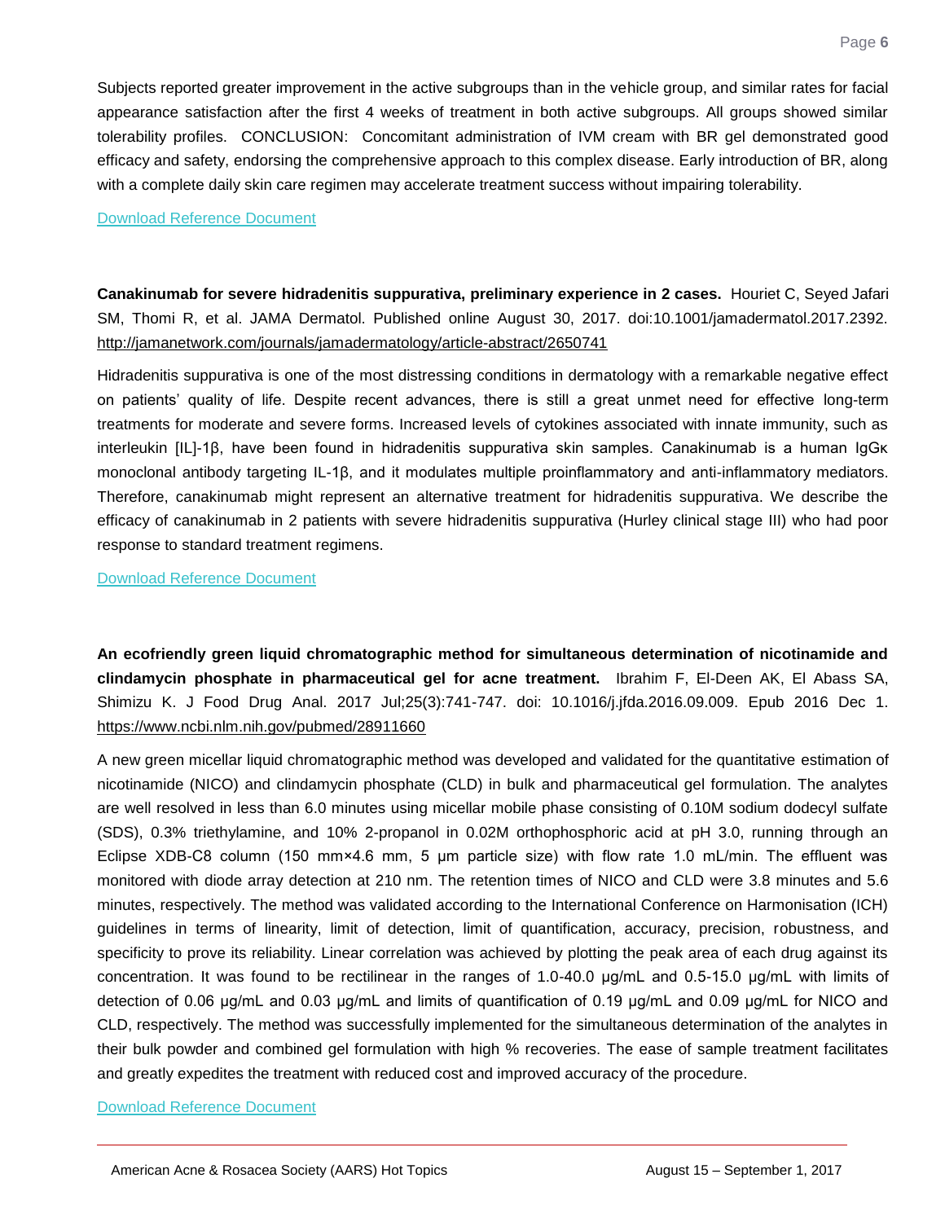Subjects reported greater improvement in the active subgroups than in the vehicle group, and similar rates for facial appearance satisfaction after the first 4 weeks of treatment in both active subgroups. All groups showed similar tolerability profiles. CONCLUSION: Concomitant administration of IVM cream with BR gel demonstrated good efficacy and safety, endorsing the comprehensive approach to this complex disease. Early introduction of BR, along with a complete daily skin care regimen may accelerate treatment success without impairing tolerability.

Download Reference Document

**Canakinumab for severe hidradenitis suppurativa, preliminary experience in 2 cases.** Houriet C, Seyed Jafari SM, Thomi R, et al. JAMA Dermatol. Published online August 30, 2017. doi:10.1001/jamadermatol.2017.2392. http://jamanetwork.com/journals/jamadermatology/article-abstract/2650741

Hidradenitis suppurativa is one of the most distressing conditions in dermatology with a remarkable negative effect on patients' quality of life. Despite recent advances, there is still a great unmet need for effective long-term treatments for moderate and severe forms. Increased levels of cytokines associated with innate immunity, such as interleukin [IL]-1β, have been found in hidradenitis suppurativa skin samples. Canakinumab is a human IgGκ monoclonal antibody targeting IL-1β, and it modulates multiple proinflammatory and anti-inflammatory mediators. Therefore, canakinumab might represent an alternative treatment for hidradenitis suppurativa. We describe the efficacy of canakinumab in 2 patients with severe hidradenitis suppurativa (Hurley clinical stage III) who had poor response to standard treatment regimens.

Download Reference Document

**An ecofriendly green liquid chromatographic method for simultaneous determination of nicotinamide and clindamycin phosphate in pharmaceutical gel for acne treatment.** Ibrahim F, El-Deen AK, El Abass SA, Shimizu K. J Food Drug Anal. 2017 Jul;25(3):741-747. doi: 10.1016/j.jfda.2016.09.009. Epub 2016 Dec 1. https://www.ncbi.nlm.nih.gov/pubmed/28911660

A new green micellar liquid chromatographic method was developed and validated for the quantitative estimation of nicotinamide (NICO) and clindamycin phosphate (CLD) in bulk and pharmaceutical gel formulation. The analytes are well resolved in less than 6.0 minutes using micellar mobile phase consisting of 0.10M sodium dodecyl sulfate (SDS), 0.3% triethylamine, and 10% 2-propanol in 0.02M orthophosphoric acid at pH 3.0, running through an Eclipse XDB-C8 column (150 mm×4.6 mm, 5 μm particle size) with flow rate 1.0 mL/min. The effluent was monitored with diode array detection at 210 nm. The retention times of NICO and CLD were 3.8 minutes and 5.6 minutes, respectively. The method was validated according to the International Conference on Harmonisation (ICH) guidelines in terms of linearity, limit of detection, limit of quantification, accuracy, precision, robustness, and specificity to prove its reliability. Linear correlation was achieved by plotting the peak area of each drug against its concentration. It was found to be rectilinear in the ranges of 1.0-40.0 μg/mL and 0.5-15.0 μg/mL with limits of detection of 0.06 μg/mL and 0.03 μg/mL and limits of quantification of 0.19 μg/mL and 0.09 μg/mL for NICO and CLD, respectively. The method was successfully implemented for the simultaneous determination of the analytes in their bulk powder and combined gel formulation with high % recoveries. The ease of sample treatment facilitates and greatly expedites the treatment with reduced cost and improved accuracy of the procedure.

Download Reference Document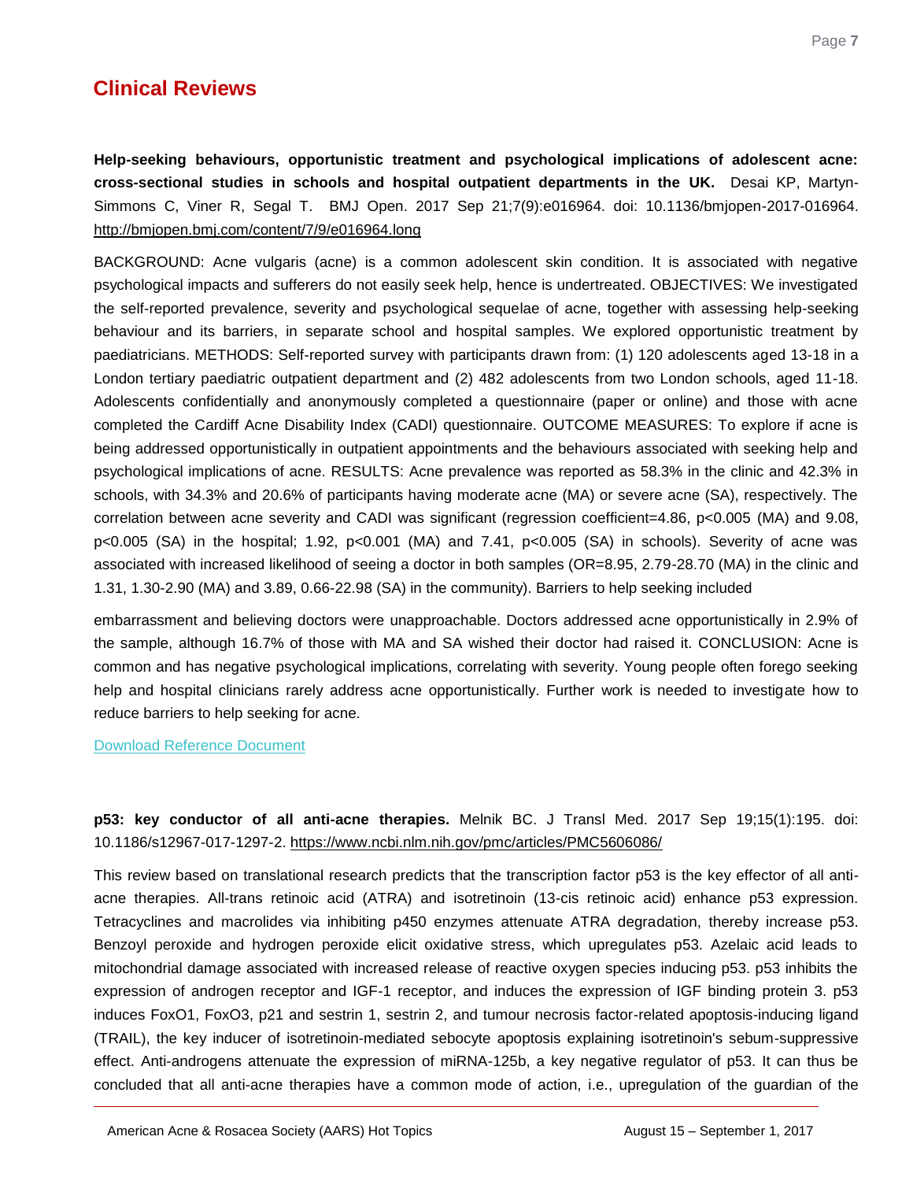## Clinical Reviews

**Help-seeking behaviours, opportunistic treatment and psychological implications of adolescent acne: cross-sectional studies in schools and hospital outpatient departments in the UK.** Desai KP, Martyn-Simmons C, Viner R, Segal T. BMJ Open. 2017 Sep 21;7(9):e016964. doi: 10.1136/bmjopen-2017-016964. http://bmjopen.bmj.com/content/7/9/e016964.long

BACKGROUND: Acne vulgaris (acne) is a common adolescent skin condition. It is associated with negative psychological impacts and sufferers do not easily seek help, hence is undertreated. OBJECTIVES: We investigated the self-reported prevalence, severity and psychological sequelae of acne, together with assessing help-seeking behaviour and its barriers, in separate school and hospital samples. We explored opportunistic treatment by paediatricians. METHODS: Self-reported survey with participants drawn from: (1) 120 adolescents aged 13-18 in a London tertiary paediatric outpatient department and (2) 482 adolescents from two London schools, aged 11-18. Adolescents confidentially and anonymously completed a questionnaire (paper or online) and those with acne completed the Cardiff Acne Disability Index (CADI) questionnaire. OUTCOME MEASURES: To explore if acne is being addressed opportunistically in outpatient appointments and the behaviours associated with seeking help and psychological implications of acne. RESULTS: Acne prevalence was reported as 58.3% in the clinic and 42.3% in schools, with 34.3% and 20.6% of participants having moderate acne (MA) or severe acne (SA), respectively. The correlation between acne severity and CADI was significant (regression coefficient=4.86, $p<0.005$ (MA) and 9.08, $p<0.005$ (SA) in the hospital; 1.92, $p<0.001$ (MA) and 7.41, $p<0.005$ (SA) in schools). Severity of acne was associated with increased likelihood of seeing a doctor in both samples (OR=8.95, 2.79-28.70 (MA) in the clinic and 1.31, 1.30-2.90 (MA) and 3.89, 0.66-22.98 (SA) in the community). Barriers to help seeking included embarrassment and believing doctors were unapproachable. Doctors addressed acne opportunistically in 2.9% of the sample, although 16.7% of those with MA and SA wished their doctor had raised it. CONCLUSION: Acne is common and has negative psychological implications, correlating with severity. Young people often forego seeking help and hospital clinicians rarely address acne opportunistically. Further work is needed to investigate how to reduce barriers to help seeking for acne.

Download Reference Document

**p53: key conductor of all anti-acne therapies.** Melnik BC. J Transl Med. 2017 Sep 19;15(1):195. doi: 10.1186/s12967-017-1297-2. https://www.ncbi.nlm.nih.gov/pmc/articles/PMC5606086/

This review based on translational research predicts that the transcription factor p53 is the key effector of all anti-acne therapies. All-trans retinoic acid (ATRA) and isotretinoin (13-cis retinoic acid) enhance p53 expression. Tetracyclines and macrolides via inhibiting p450 enzymes attenuate ATRA degradation, thereby increase p53. Benzoyl peroxide and hydrogen peroxide elicit oxidative stress, which upregulates p53. Azelaic acid leads to mitochondrial damage associated with increased release of reactive oxygen species inducing p53. p53 inhibits the expression of androgen receptor and IGF-1 receptor, and induces the expression of IGF binding protein 3. p53 induces FoxO1, FoxO3, p21 and sestrin 1, sestrin 2, and tumour necrosis factor-related apoptosis-inducing ligand (TRAIL), the key inducer of isotretinoin-mediated sebocyte apoptosis explaining isotretinoin's sebum-suppressive effect. Anti-androgens attenuate the expression of miRNA-125b, a key negative regulator of p53. It can thus be concluded that all anti-acne therapies have a common mode of action, i.e., upregulation of the guardian of the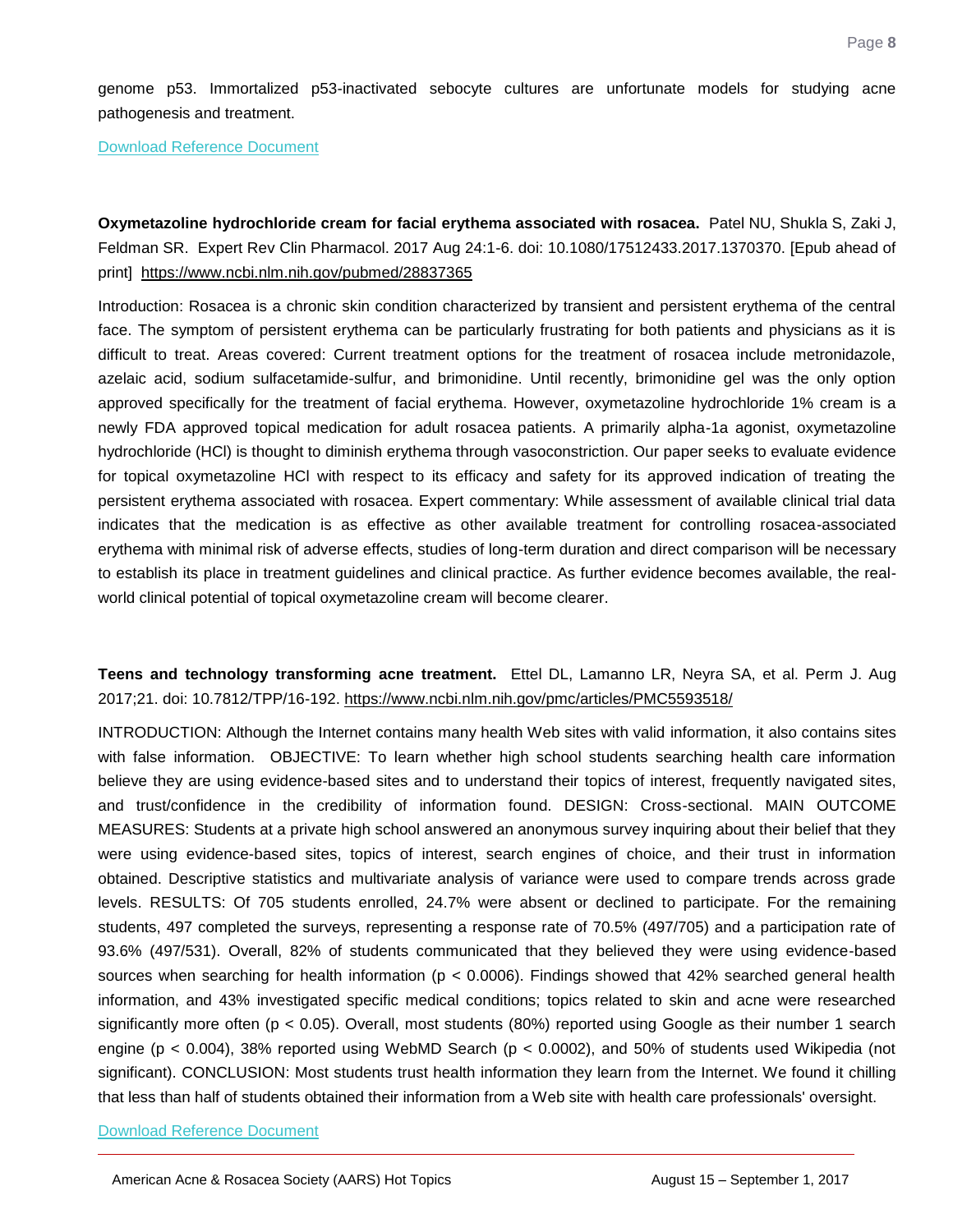genome p53. Immortalized p53-inactivated sebocyte cultures are unfortunate models for studying acne pathogenesis and treatment.

[Download Reference Document]

**Oxymetazoline hydrochloride cream for facial erythema associated with rosacea.** Patel NU, Shukla S, Zaki J, Feldman SR. Expert Rev Clin Pharmacol. 2017 Aug 24:1-6. doi: 10.1080/17512433.2017.1370370. [Epub ahead of print] https://www.ncbi.nlm.nih.gov/pubmed/28837365

Introduction: Rosacea is a chronic skin condition characterized by transient and persistent erythema of the central face. The symptom of persistent erythema can be particularly frustrating for both patients and physicians as it is difficult to treat. Areas covered: Current treatment options for the treatment of rosacea include metronidazole, azelaic acid, sodium sulfacetamide-sulfur, and brimonidine. Until recently, brimonidine gel was the only option approved specifically for the treatment of facial erythema. However, oxymetazoline hydrochloride 1% cream is a newly FDA approved topical medication for adult rosacea patients. A primarily alpha-1a agonist, oxymetazoline hydrochloride (HCl) is thought to diminish erythema through vasoconstriction. Our paper seeks to evaluate evidence for topical oxymetazoline HCl with respect to its efficacy and safety for its approved indication of treating the persistent erythema associated with rosacea. Expert commentary: While assessment of available clinical trial data indicates that the medication is as effective as other available treatment for controlling rosacea-associated erythema with minimal risk of adverse effects, studies of long-term duration and direct comparison will be necessary to establish its place in treatment guidelines and clinical practice. As further evidence becomes available, the real-world clinical potential of topical oxymetazoline cream will become clearer.

**Teens and technology transforming acne treatment.** Ettel DL, Lamanno LR, Neyra SA, et al. Perm J. Aug 2017;21. doi: 10.7812/TPP/16-192. https://www.ncbi.nlm.nih.gov/pmc/articles/PMC5593518/

INTRODUCTION: Although the Internet contains many health Web sites with valid information, it also contains sites with false information. OBJECTIVE: To learn whether high school students searching health care information believe they are using evidence-based sites and to understand their topics of interest, frequently navigated sites, and trust/confidence in the credibility of information found. DESIGN: Cross-sectional. MAIN OUTCOME MEASURES: Students at a private high school answered an anonymous survey inquiring about their belief that they were using evidence-based sites, topics of interest, search engines of choice, and their trust in information obtained. Descriptive statistics and multivariate analysis of variance were used to compare trends across grade levels. RESULTS: Of 705 students enrolled, 24.7% were absent or declined to participate. For the remaining students, 497 completed the surveys, representing a response rate of 70.5% (497/705) and a participation rate of 93.6% (497/531). Overall, 82% of students communicated that they believed they were using evidence-based sources when searching for health information ($p < 0.0006$). Findings showed that 42% searched general health information, and 43% investigated specific medical conditions; topics related to skin and acne were researched significantly more often ($p < 0.05$). Overall, most students (80%) reported using Google as their number 1 search engine ($p < 0.004$), 38% reported using WebMD Search ($p < 0.0002$), and 50% of students used Wikipedia (not significant). CONCLUSION: Most students trust health information they learn from the Internet. We found it chilling that less than half of students obtained their information from a Web site with health care professionals' oversight.

[Download Reference Document]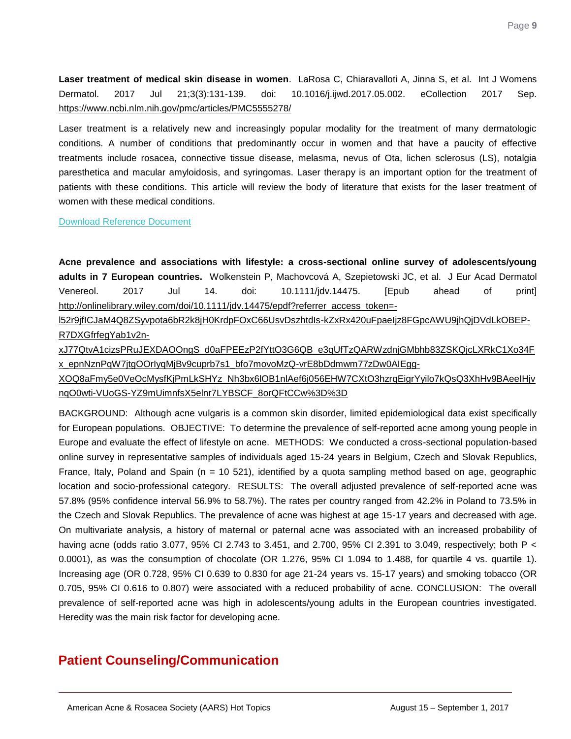**Laser treatment of medical skin disease in women**. LaRosa C, Chiaravalloti A, Jinna S, et al. Int J Womens Dermatol. 2017 Jul 21;3(3):131-139. doi: 10.1016/j.ijwd.2017.05.002. eCollection 2017 Sep. https://www.ncbi.nlm.nih.gov/pmc/articles/PMC5555278/

Laser treatment is a relatively new and increasingly popular modality for the treatment of many dermatologic conditions. A number of conditions that predominantly occur in women and that have a paucity of effective treatments include rosacea, connective tissue disease, melasma, nevus of Ota, lichen sclerosus (LS), notalgia paresthetica and macular amyloidosis, and syringomas. Laser therapy is an important option for the treatment of patients with these conditions. This article will review the body of literature that exists for the laser treatment of women with these medical conditions.

Download Reference Document

**Acne prevalence and associations with lifestyle: a cross-sectional online survey of adolescents/young adults in 7 European countries.** Wolkenstein P, Machovcová A, Szepietowski JC, et al. J Eur Acad Dermatol Venereol. 2017 Jul 14. doi: 10.1111/jdv.14475. [Epub ahead of print] http://onlinelibrary.wiley.com/doi/10.1111/jdv.14475/epdf?referrer_access_token=-l52r9jfICJaM4Q8ZSyvpota6bR2k8jH0KrdpFOxC66UsvDszhtdIs-kZxRx420uFpaeIjz8FGpcAWU9jhQjDVdLkOBEP-R7DXGfrfegYab1v2n-xJ77QtvA1cizsPRuJEXDAOOngS_d0aFPEEzP2fYttO3G6QB_e3qUfTzQARWzdnjGMbhb83ZSKQjcLXRkC1Xo34Fx_epnNznPqW7jtgOOrIyqMjBv9cuprb7s1_bfo7movoMzQ-vrE8bDdmwm77zDw0AIEgg-XOQ8aFmy5e0VeOcMysfKjPmLkSHYz_Nh3bx6lOB1nlAef6j056EHW7CXtO3hzrqEiqrYyilo7kQsQ3XhHv9BAeeIHjvnqO0wti-VUoGS-YZ9mUimnfsX5elnr7LYBSCF_8orQFtCCw%3D%3D

BACKGROUND: Although acne vulgaris is a common skin disorder, limited epidemiological data exist specifically for European populations. OBJECTIVE: To determine the prevalence of self-reported acne among young people in Europe and evaluate the effect of lifestyle on acne. METHODS: We conducted a cross-sectional population-based online survey in representative samples of individuals aged 15-24 years in Belgium, Czech and Slovak Republics, France, Italy, Poland and Spain (n = 10 521), identified by a quota sampling method based on age, geographic location and socio-professional category. RESULTS: The overall adjusted prevalence of self-reported acne was 57.8% (95% confidence interval 56.9% to 58.7%). The rates per country ranged from 42.2% in Poland to 73.5% in the Czech and Slovak Republics. The prevalence of acne was highest at age 15-17 years and decreased with age. On multivariate analysis, a history of maternal or paternal acne was associated with an increased probability of having acne (odds ratio 3.077, 95% CI 2.743 to 3.451, and 2.700, 95% CI 2.391 to 3.049, respectively; both $P < 0.0001$), as was the consumption of chocolate (OR 1.276, 95% CI 1.094 to 1.488, for quartile 4 vs. quartile 1). Increasing age (OR 0.728, 95% CI 0.639 to 0.830 for age 21-24 years vs. 15-17 years) and smoking tobacco (OR 0.705, 95% CI 0.616 to 0.807) were associated with a reduced probability of acne. CONCLUSION: The overall prevalence of self-reported acne was high in adolescents/young adults in the European countries investigated. Heredity was the main risk factor for developing acne.

## Patient Counseling/Communication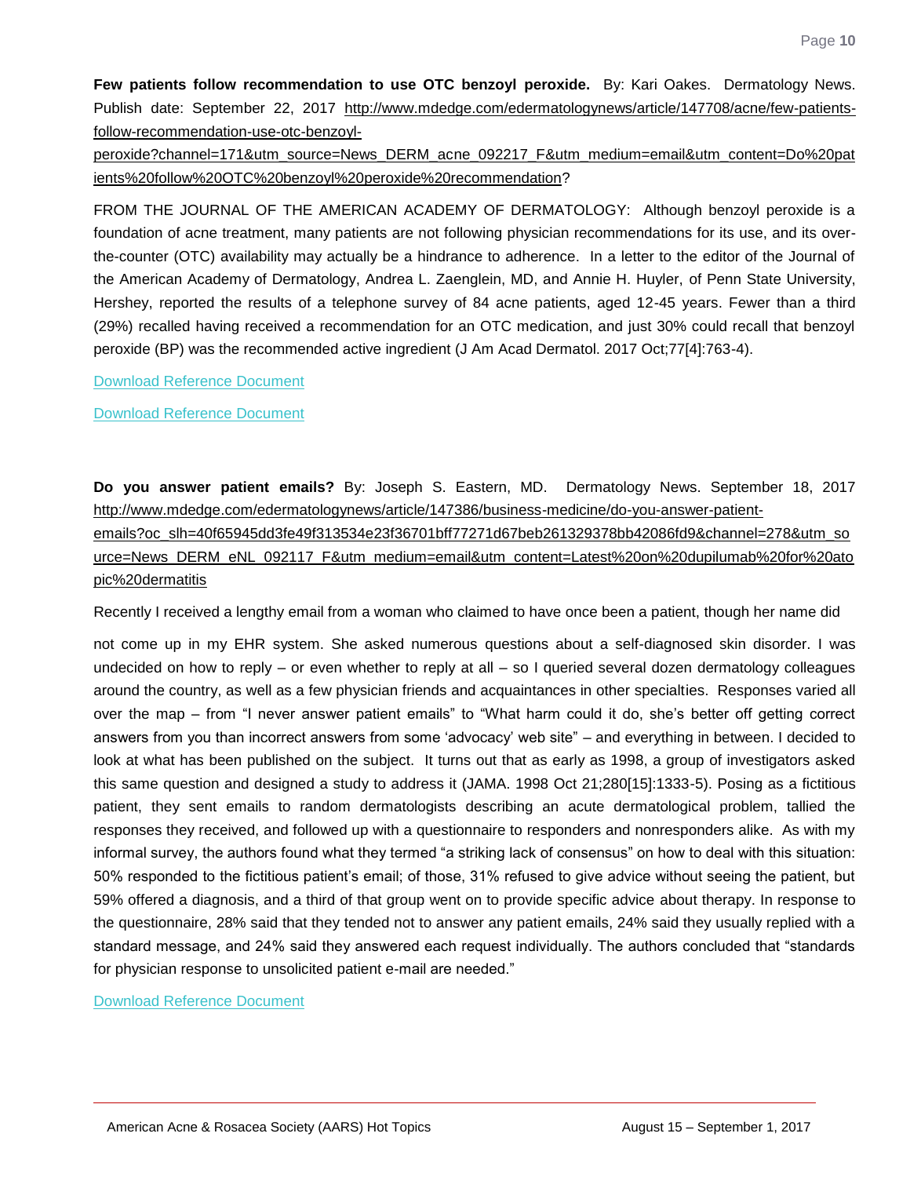**Few patients follow recommendation to use OTC benzoyl peroxide.** By: Kari Oakes. Dermatology News. Publish date: September 22, 2017 http://www.mdedge.com/edermatologynews/article/147708/acne/few-patients-follow-recommendation-use-otc-benzoyl-peroxide?channel=171&utm_source=News_DERM_acne_092217_F&utm_medium=email&utm_content=Do%20patients%20follow%20OTC%20benzoyl%20peroxide%20recommendation?

FROM THE JOURNAL OF THE AMERICAN ACADEMY OF DERMATOLOGY: Although benzoyl peroxide is a foundation of acne treatment, many patients are not following physician recommendations for its use, and its over-the-counter (OTC) availability may actually be a hindrance to adherence. In a letter to the editor of the Journal of the American Academy of Dermatology, Andrea L. Zaenglein, MD, and Annie H. Huyler, of Penn State University, Hershey, reported the results of a telephone survey of 84 acne patients, aged 12-45 years. Fewer than a third (29%) recalled having received a recommendation for an OTC medication, and just 30% could recall that benzoyl peroxide (BP) was the recommended active ingredient (J Am Acad Dermatol. 2017 Oct;77[4]:763-4).

Download Reference Document

Download Reference Document

**Do you answer patient emails?** By: Joseph S. Eastern, MD. Dermatology News. September 18, 2017 http://www.mdedge.com/edermatologynews/article/147386/business-medicine/do-you-answer-patient-emails?oc_slh=40f65945dd3fe49f313534e23f36701bff77271d67beb261329378bb42086fd9&channel=278&utm_source=News_DERM_eNL_092117_F&utm_medium=email&utm_content=Latest%20on%20dupilumab%20for%20atopic%20dermatitis

Recently I received a lengthy email from a woman who claimed to have once been a patient, though her name did not come up in my EHR system. She asked numerous questions about a self-diagnosed skin disorder. I was undecided on how to reply – or even whether to reply at all – so I queried several dozen dermatology colleagues around the country, as well as a few physician friends and acquaintances in other specialties. Responses varied all over the map – from "I never answer patient emails" to "What harm could it do, she's better off getting correct answers from you than incorrect answers from some 'advocacy' web site" – and everything in between. I decided to look at what has been published on the subject. It turns out that as early as 1998, a group of investigators asked this same question and designed a study to address it (JAMA. 1998 Oct 21;280[15]:1333-5). Posing as a fictitious patient, they sent emails to random dermatologists describing an acute dermatological problem, tallied the responses they received, and followed up with a questionnaire to responders and nonresponders alike. As with my informal survey, the authors found what they termed "a striking lack of consensus" on how to deal with this situation: 50% responded to the fictitious patient's email; of those, 31% refused to give advice without seeing the patient, but 59% offered a diagnosis, and a third of that group went on to provide specific advice about therapy. In response to the questionnaire, 28% said that they tended not to answer any patient emails, 24% said they usually replied with a standard message, and 24% said they answered each request individually. The authors concluded that "standards for physician response to unsolicited patient e-mail are needed."

Download Reference Document